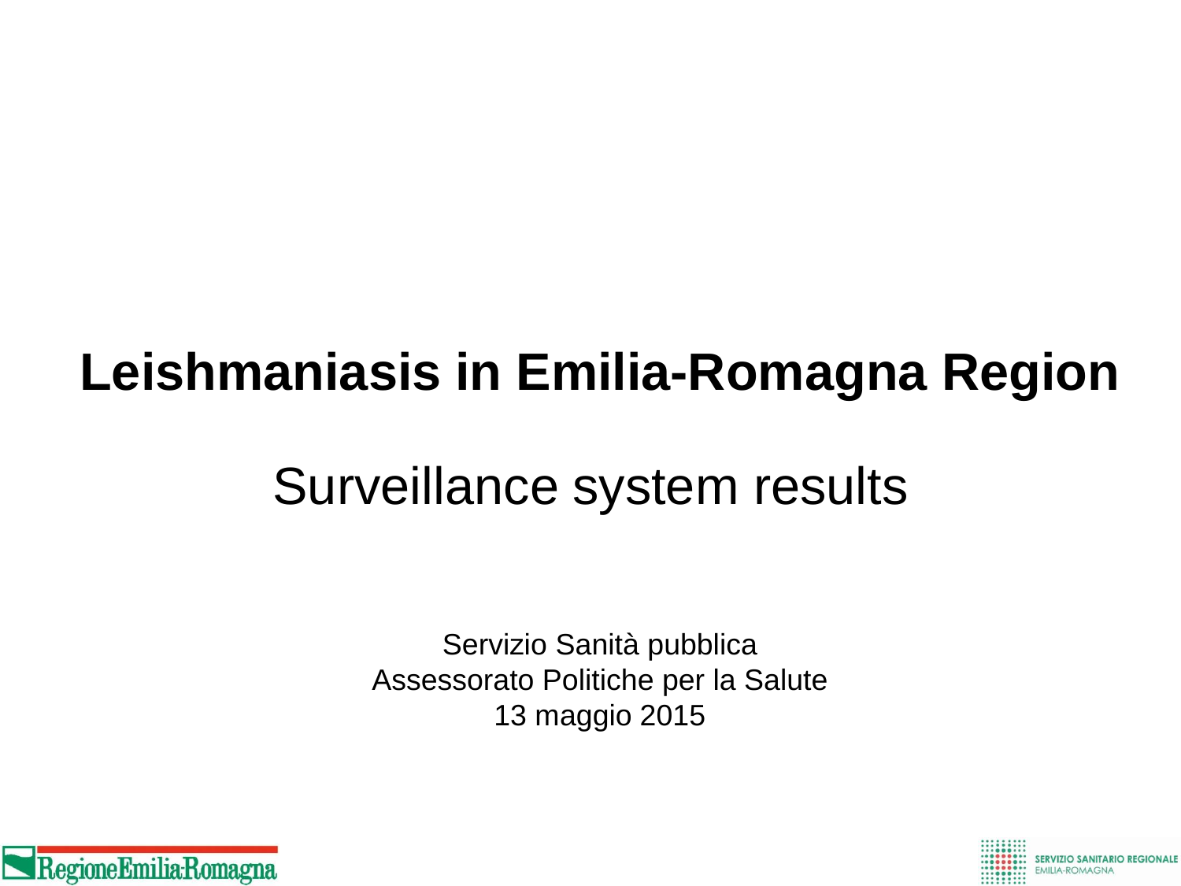# Leishmaniasis in Emilia-Romagna Region

## Surveillance system results

Servizio Sanità pubblica
Assessorato Politiche per la Salute
13 maggio 2015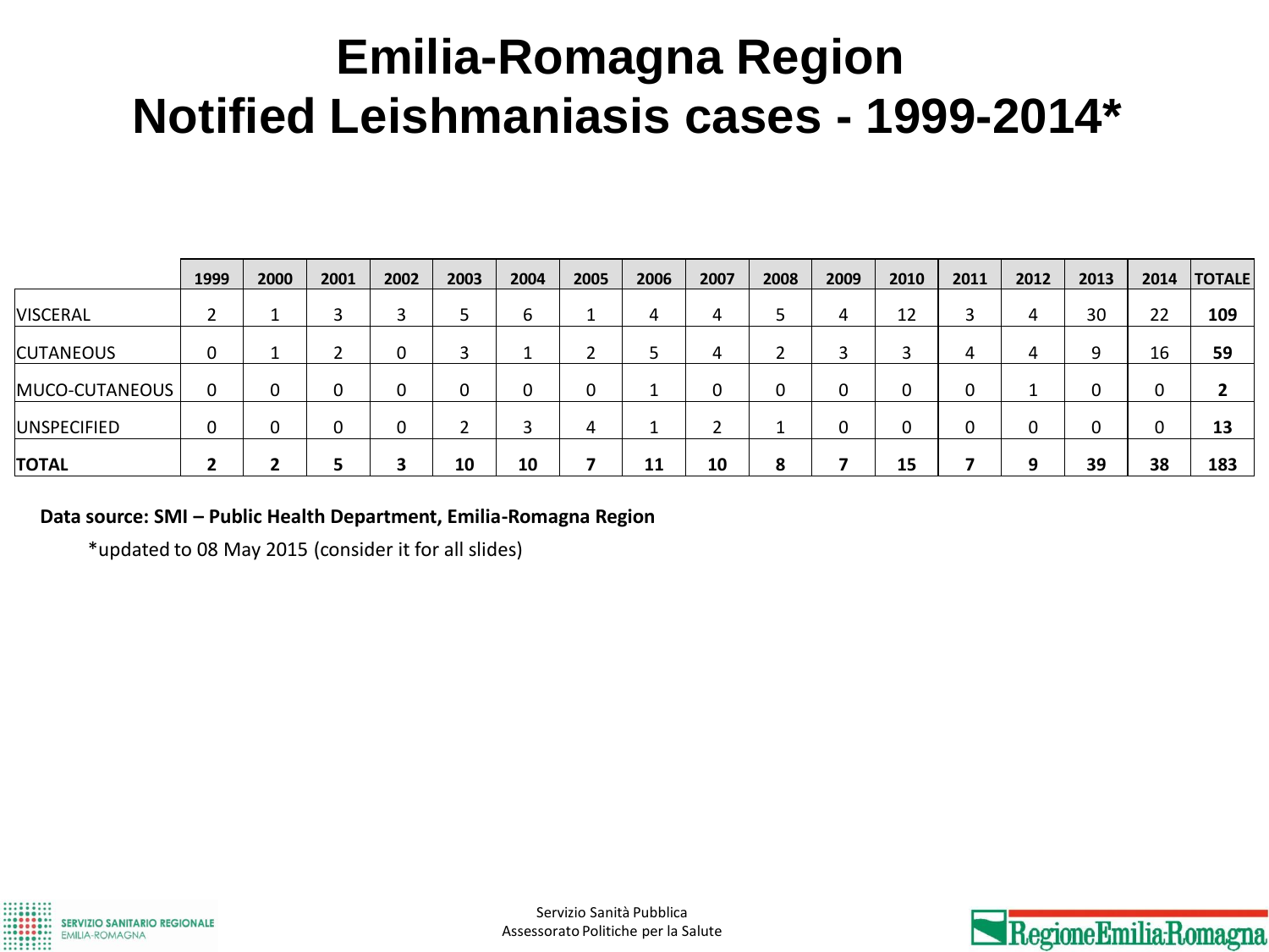# Emilia-Romagna Region
# Notified Leishmaniasis cases - 1999-2014*

| | 1999 | 2000 | 2001 | 2002 | 2003 | 2004 | 2005 | 2006 | 2007 | 2008 | 2009 | 2010 | 2011 | 2012 | 2013 | 2014 | TOTALE |
|---|---|---|---|---|---|---|---|---|---|---|---|---|---|---|---|---|---|
| VISCERAL | 2 | 1 | 3 | 3 | 5 | 6 | 1 | 4 | 4 | 5 | 4 | 12 | 3 | 4 | 30 | 22 | **109** |
| CUTANEOUS | 0 | 1 | 2 | 0 | 3 | 1 | 2 | 5 | 4 | 2 | 3 | 3 | 4 | 4 | 9 | 16 | **59** |
| MUCO-CUTANEOUS | 0 | 0 | 0 | 0 | 0 | 0 | 0 | 1 | 0 | 0 | 0 | 0 | 0 | 1 | 0 | 0 | **2** |
| UNSPECIFIED | 0 | 0 | 0 | 0 | 2 | 3 | 4 | 1 | 2 | 1 | 0 | 0 | 0 | 0 | 0 | 0 | **13** |
| **TOTAL** | **2** | **2** | **5** | **3** | **10** | **10** | **7** | **11** | **10** | **8** | **7** | **15** | **7** | **9** | **39** | **38** | **183** |

**Data source: SMI – Public Health Department, Emilia-Romagna Region**

*updated to 08 May 2015 (consider it for all slides)

SERVIZIO SANITARIO REGIONALE EMILIA-ROMAGNA

Servizio Sanità Pubblica
Assessorato Politiche per la Salute

RegioneEmiliaRomagna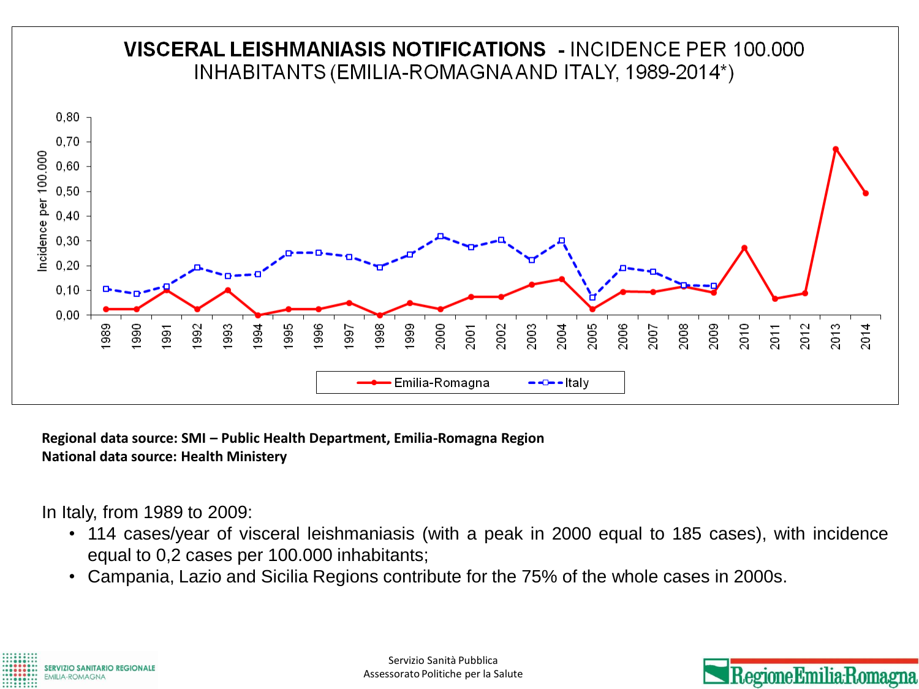## VISCERAL LEISHMANIASIS NOTIFICATIONS - INCIDENCE PER 100.000 INHABITANTS (EMILIA-ROMAGNA AND ITALY, 1989-2014*)

**Regional data source: SMI – Public Health Department, Emilia-Romagna Region**
**National data source: Health Ministery**

In Italy, from 1989 to 2009:

- 114 cases/year of visceral leishmaniasis (with a peak in 2000 equal to 185 cases), with incidence equal to 0,2 cases per 100.000 inhabitants;
- Campania, Lazio and Sicilia Regions contribute for the 75% of the whole cases in 2000s.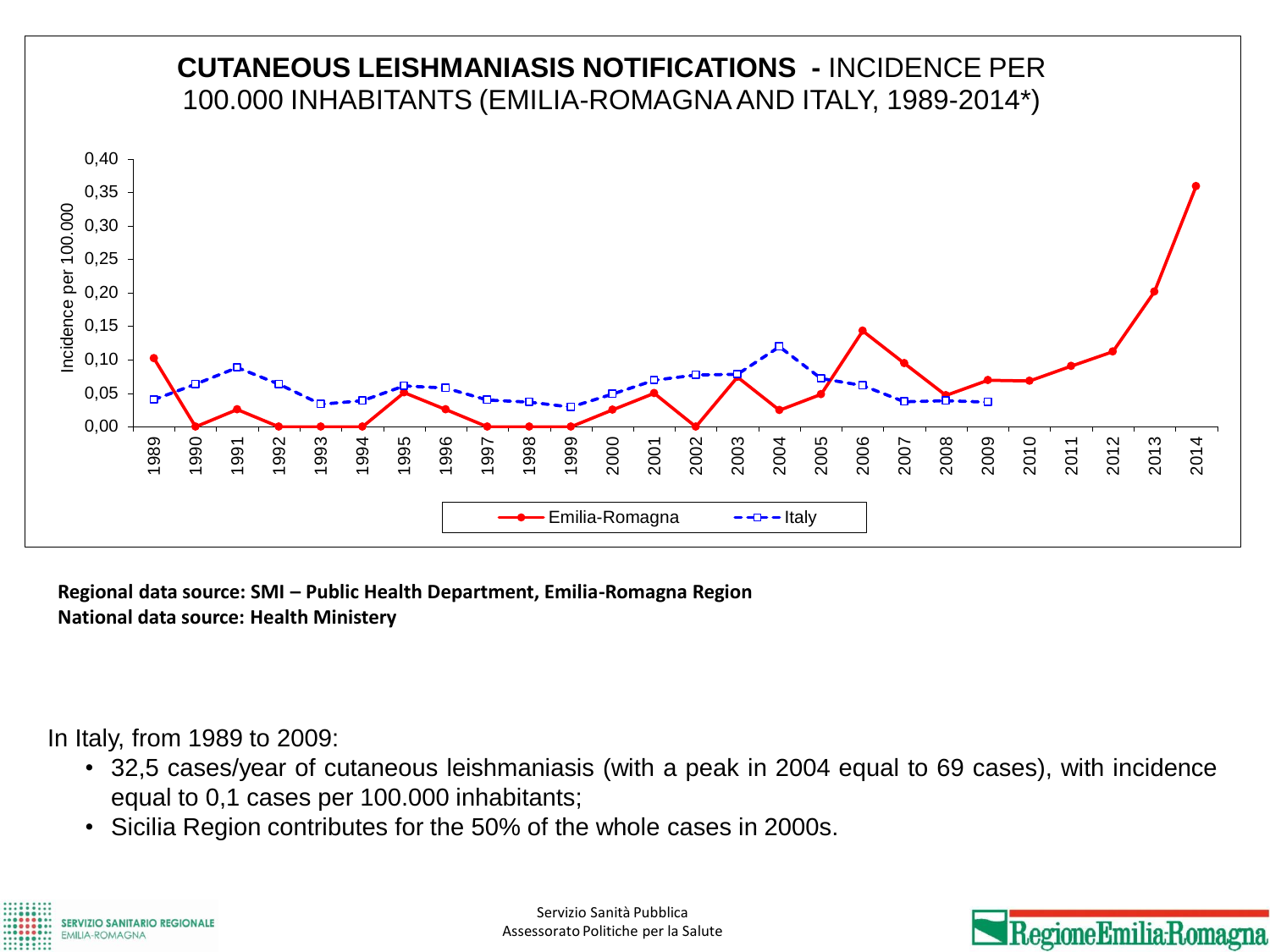## CUTANEOUS LEISHMANIASIS NOTIFICATIONS - INCIDENCE PER 100.000 INHABITANTS (EMILIA-ROMAGNA AND ITALY, 1989-2014*)

**Regional data source: SMI – Public Health Department, Emilia-Romagna Region**
**National data source: Health Ministery**

In Italy, from 1989 to 2009:

- 32,5 cases/year of cutaneous leishmaniasis (with a peak in 2004 equal to 69 cases), with incidence equal to 0,1 cases per 100.000 inhabitants;
- Sicilia Region contributes for the 50% of the whole cases in 2000s.

Servizio Sanità Pubblica
Assessorato Politiche per la Salute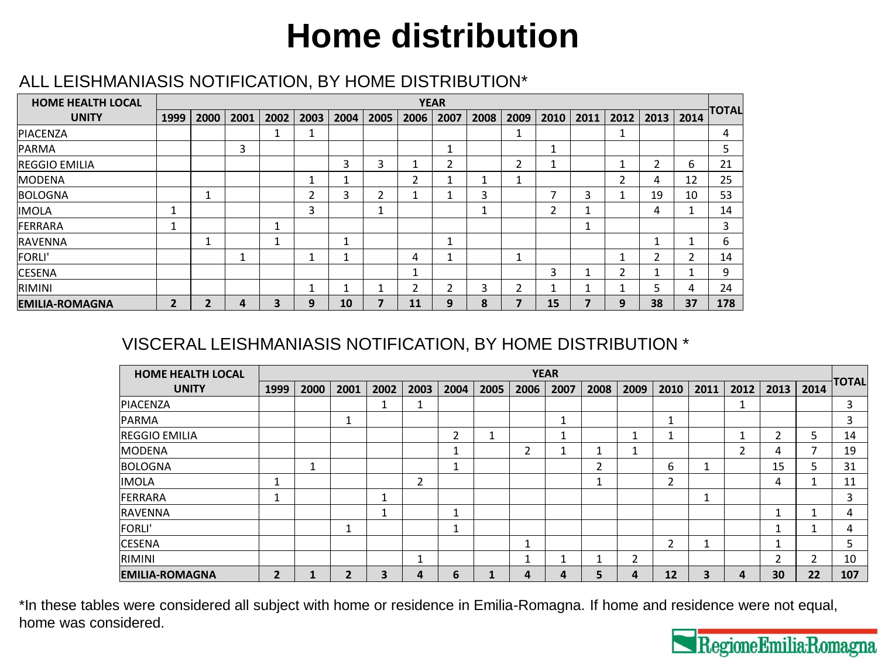# Home distribution

## ALL LEISHMANIASIS NOTIFICATION, BY HOME DISTRIBUTION*

| HOME HEALTH LOCAL UNITY | YEAR | | | | | | | | | | | | | | | | TOTAL |
|---|---|---|---|---|---|---|---|---|---|---|---|---|---|---|---|---|---|
| | 1999 | 2000 | 2001 | 2002 | 2003 | 2004 | 2005 | 2006 | 2007 | 2008 | 2009 | 2010 | 2011 | 2012 | 2013 | 2014 | |
| PIACENZA | | | | 1 | 1 | | | | | | 1 | | | 1 | | | 4 |
| PARMA | | | 3 | | | | | | 1 | | | 1 | | | | | 5 |
| REGGIO EMILIA | | | | | | 3 | 3 | 1 | 2 | | 2 | 1 | | 1 | 2 | 6 | 21 |
| MODENA | | | | | 1 | 1 | | 2 | 1 | 1 | 1 | | | 2 | 4 | 12 | 25 |
| BOLOGNA | | 1 | | | 2 | 3 | 2 | 1 | 1 | 3 | | 7 | 3 | 1 | 19 | 10 | 53 |
| IMOLA | 1 | | | | 3 | | 1 | | | 1 | | 2 | 1 | | 4 | 1 | 14 |
| FERRARA | 1 | | | 1 | | | | | | | | | 1 | | | | 3 |
| RAVENNA | | 1 | | 1 | | 1 | | | 1 | | | | | | 1 | 1 | 6 |
| FORLI' | | | 1 | | 1 | 1 | | 4 | 1 | | 1 | | | 1 | 2 | 2 | 14 |
| CESENA | | | | | | | | 1 | | | | 3 | 1 | 2 | 1 | 1 | 9 |
| RIMINI | | | | | 1 | 1 | 1 | 2 | 2 | 3 | 2 | 1 | 1 | 1 | 5 | 4 | 24 |
| **EMILIA-ROMAGNA** | **2** | **2** | **4** | **3** | **9** | **10** | **7** | **11** | **9** | **8** | **7** | **15** | **7** | **9** | **38** | **37** | **178** |

## VISCERAL LEISHMANIASIS NOTIFICATION, BY HOME DISTRIBUTION *

| HOME HEALTH LOCAL UNITY | YEAR | | | | | | | | | | | | | | | | TOTAL |
|---|---|---|---|---|---|---|---|---|---|---|---|---|---|---|---|---|---|
| | 1999 | 2000 | 2001 | 2002 | 2003 | 2004 | 2005 | 2006 | 2007 | 2008 | 2009 | 2010 | 2011 | 2012 | 2013 | 2014 | |
| PIACENZA | | | | 1 | 1 | | | | | | | | | 1 | | | 3 |
| PARMA | | | 1 | | | | | | 1 | | | 1 | | | | | 3 |
| REGGIO EMILIA | | | | | | 2 | 1 | | 1 | | 1 | 1 | | 1 | 2 | 5 | 14 |
| MODENA | | | | | | 1 | | 2 | 1 | 1 | 1 | | | 2 | 4 | 7 | 19 |
| BOLOGNA | | 1 | | | | 1 | | | | 2 | | 6 | 1 | | 15 | 5 | 31 |
| IMOLA | 1 | | | | 2 | | | | | 1 | | 2 | | | 4 | 1 | 11 |
| FERRARA | 1 | | | 1 | | | | | | | | | 1 | | | | 3 |
| RAVENNA | | | | 1 | | 1 | | | | | | | | | 1 | 1 | 4 |
| FORLI' | | | 1 | | | 1 | | | | | | | | | 1 | 1 | 4 |
| CESENA | | | | | | | | 1 | | | | 2 | 1 | | 1 | | 5 |
| RIMINI | | | | | 1 | | | 1 | 1 | 1 | 2 | | | | 2 | 2 | 10 |
| **EMILIA-ROMAGNA** | **2** | **1** | **2** | **3** | **4** | **6** | **1** | **4** | **4** | **5** | **4** | **12** | **3** | **4** | **30** | **22** | **107** |

*In these tables were considered all subject with home or residence in Emilia-Romagna. If home and residence were not equal, home was considered.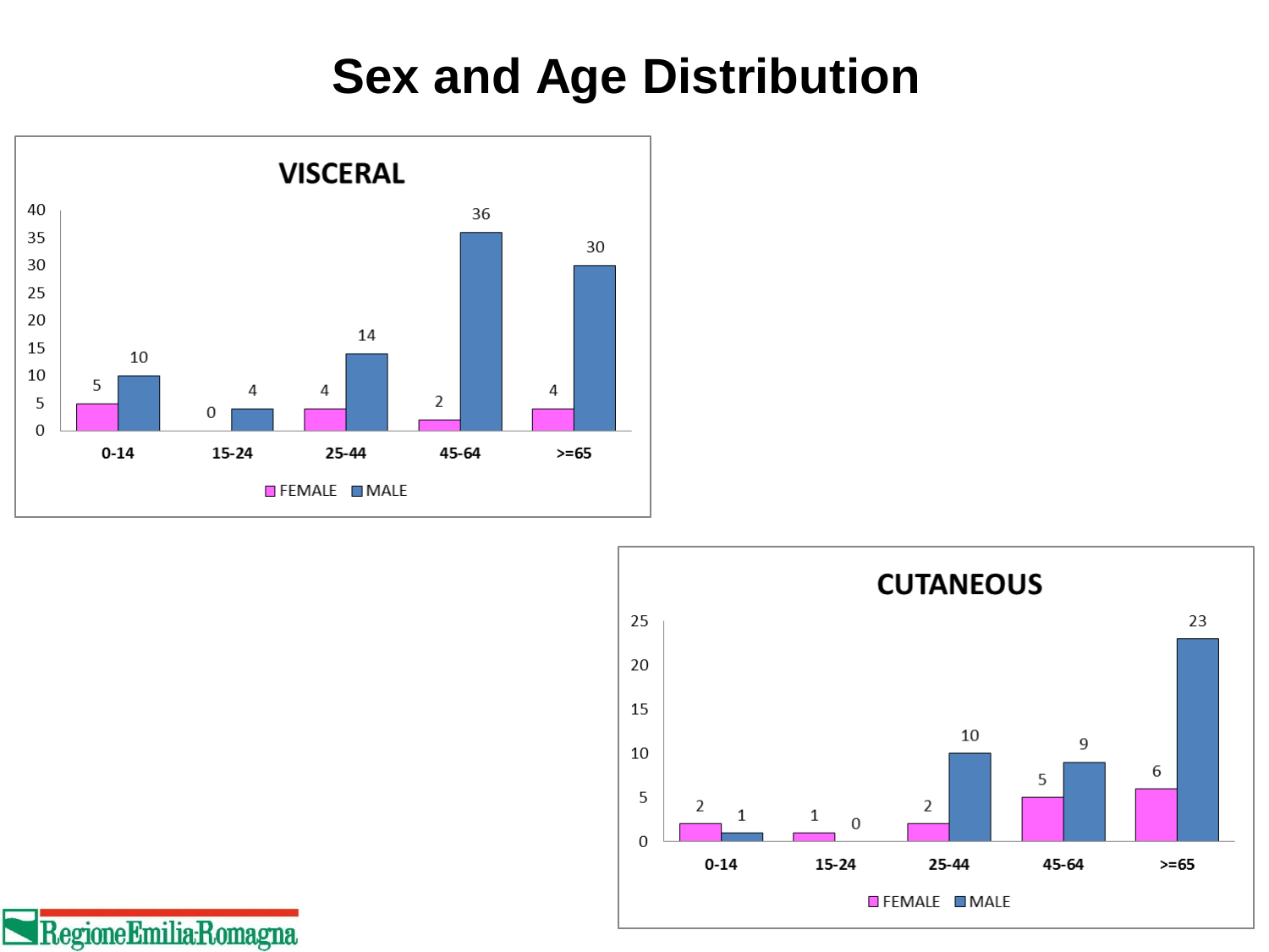# Sex and Age Distribution

## VISCERAL

| | 0-14 | 15-24 | 25-44 | 45-64 | >=65 |
|---|---|---|---|---|---|
| FEMALE | 5 | 0 | 4 | 2 | 4 |
| MALE | 10 | 4 | 14 | 36 | 30 |

## CUTANEOUS

| | 0-14 | 15-24 | 25-44 | 45-64 | >=65 |
|---|---|---|---|---|---|
| FEMALE | 2 | 1 | 2 | 5 | 6 |
| MALE | 1 | 0 | 10 | 9 | 23 |

Regione Emilia-Romagna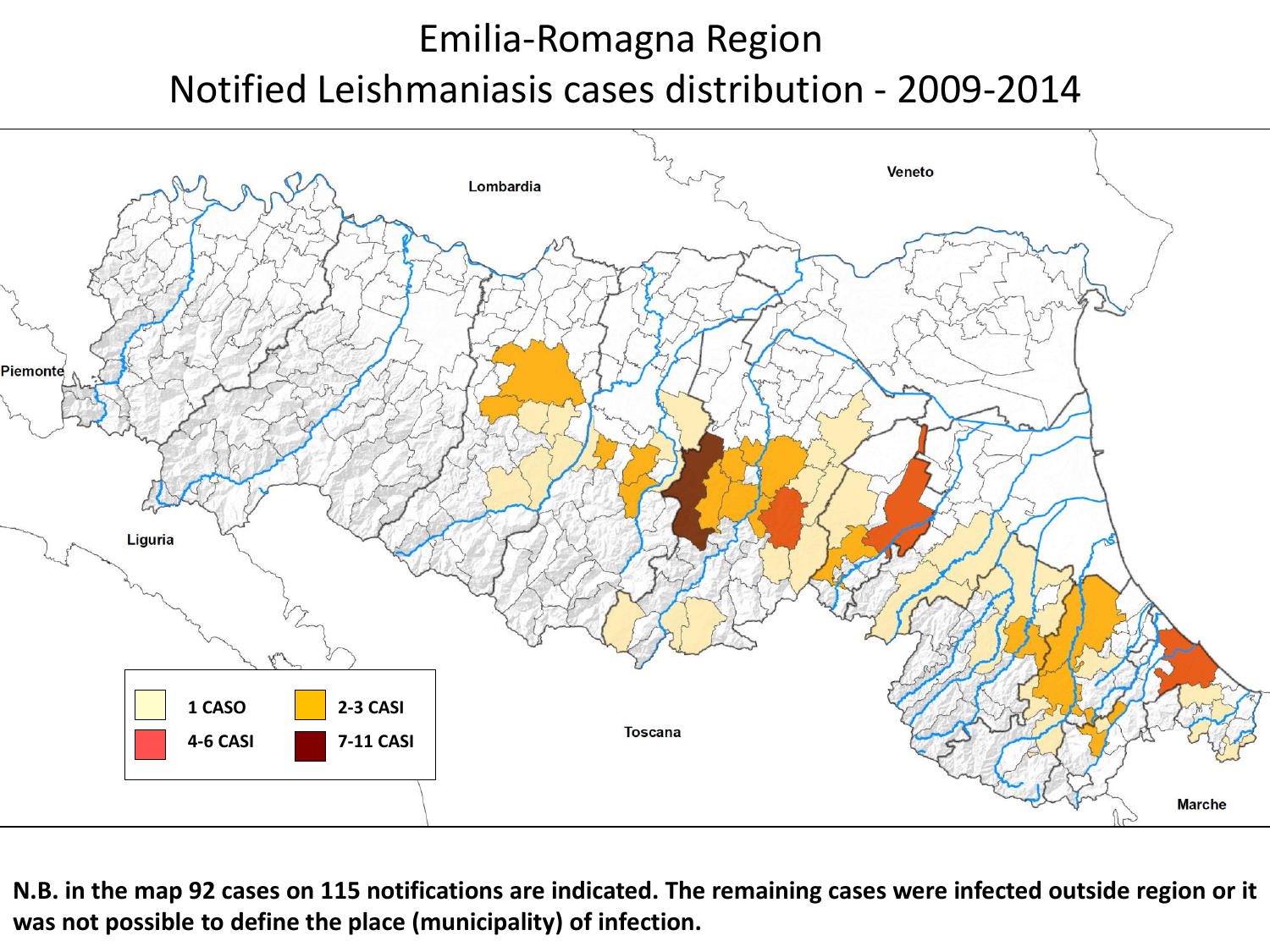# Emilia-Romagna Region
## Notified Leishmaniasis cases distribution - 2009-2014

Lombardia
Veneto
Piemonte
Liguria
Toscana
Marche

1 CASO
2-3 CASI
4-6 CASI
7-11 CASI

**N.B. in the map 92 cases on 115 notifications are indicated. The remaining cases were infected outside region or it was not possible to define the place (municipality) of infection.**